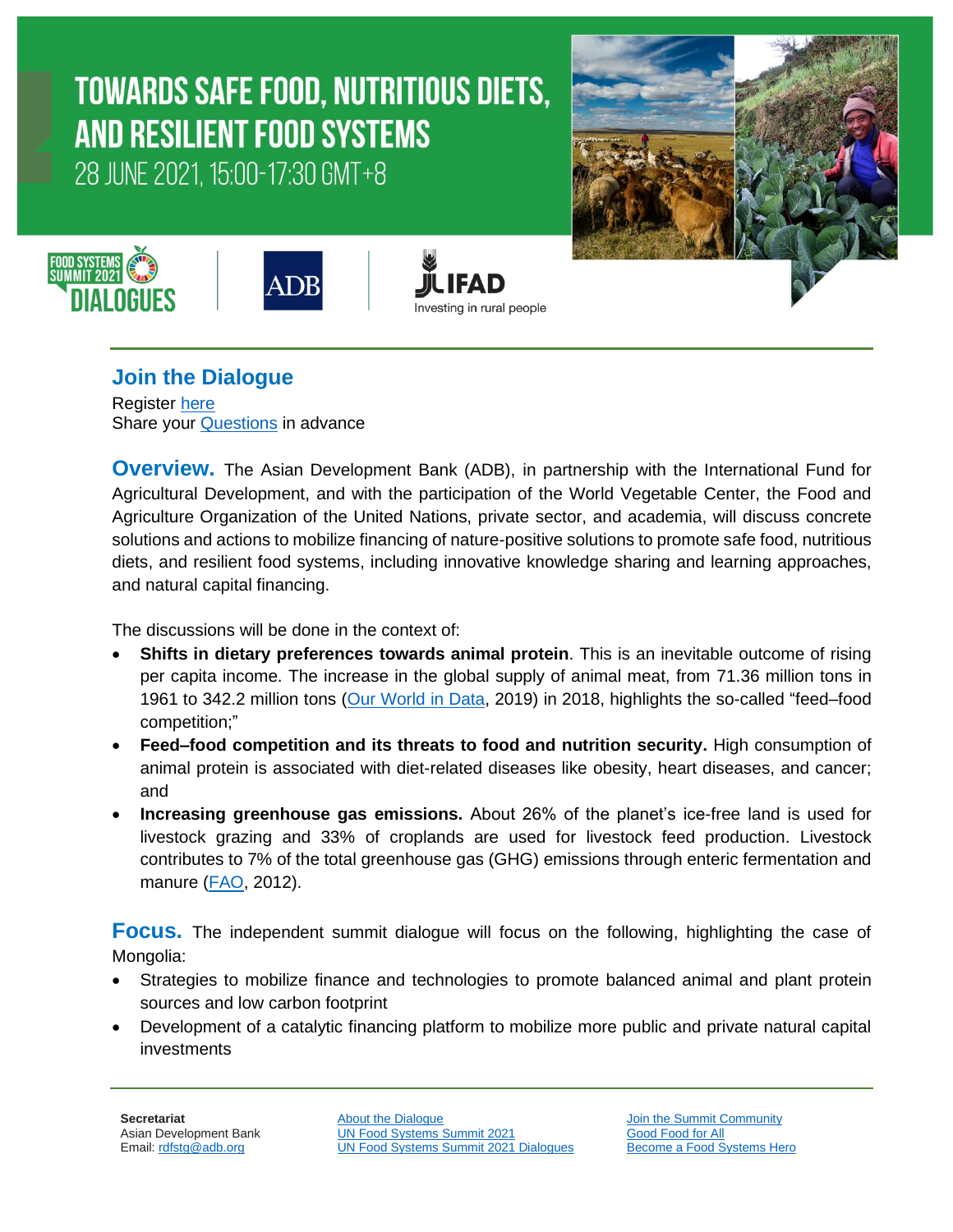# TOWARDS SAFE FOOD, NUTRITIOUS DIETS, AND RESILIENT FOOD SYSTEMS

28 JUNE 2021, 15:00-17:30 GMT+8

FOOD SYSTEMS SUMMIT 2021 DIALOGUES | ADB | IFAD Investing in rural people

## Join the Dialogue

Register here
Share your Questions in advance

**Overview.** The Asian Development Bank (ADB), in partnership with the International Fund for Agricultural Development, and with the participation of the World Vegetable Center, the Food and Agriculture Organization of the United Nations, private sector, and academia, will discuss concrete solutions and actions to mobilize financing of nature-positive solutions to promote safe food, nutritious diets, and resilient food systems, including innovative knowledge sharing and learning approaches, and natural capital financing.

The discussions will be done in the context of:

- **Shifts in dietary preferences towards animal protein**. This is an inevitable outcome of rising per capita income. The increase in the global supply of animal meat, from 71.36 million tons in 1961 to 342.2 million tons (Our World in Data, 2019) in 2018, highlights the so-called "feed–food competition;"
- **Feed–food competition and its threats to food and nutrition security.** High consumption of animal protein is associated with diet-related diseases like obesity, heart diseases, and cancer; and
- **Increasing greenhouse gas emissions.** About 26% of the planet's ice-free land is used for livestock grazing and 33% of croplands are used for livestock feed production. Livestock contributes to 7% of the total greenhouse gas (GHG) emissions through enteric fermentation and manure (FAO, 2012).

**Focus.** The independent summit dialogue will focus on the following, highlighting the case of Mongolia:

- Strategies to mobilize finance and technologies to promote balanced animal and plant protein sources and low carbon footprint
- Development of a catalytic financing platform to mobilize more public and private natural capital investments

**Secretariat**
Asian Development Bank
Email: rdfstg@adb.org

About the Dialogue
UN Food Systems Summit 2021
UN Food Systems Summit 2021 Dialogues

Join the Summit Community
Good Food for All
Become a Food Systems Hero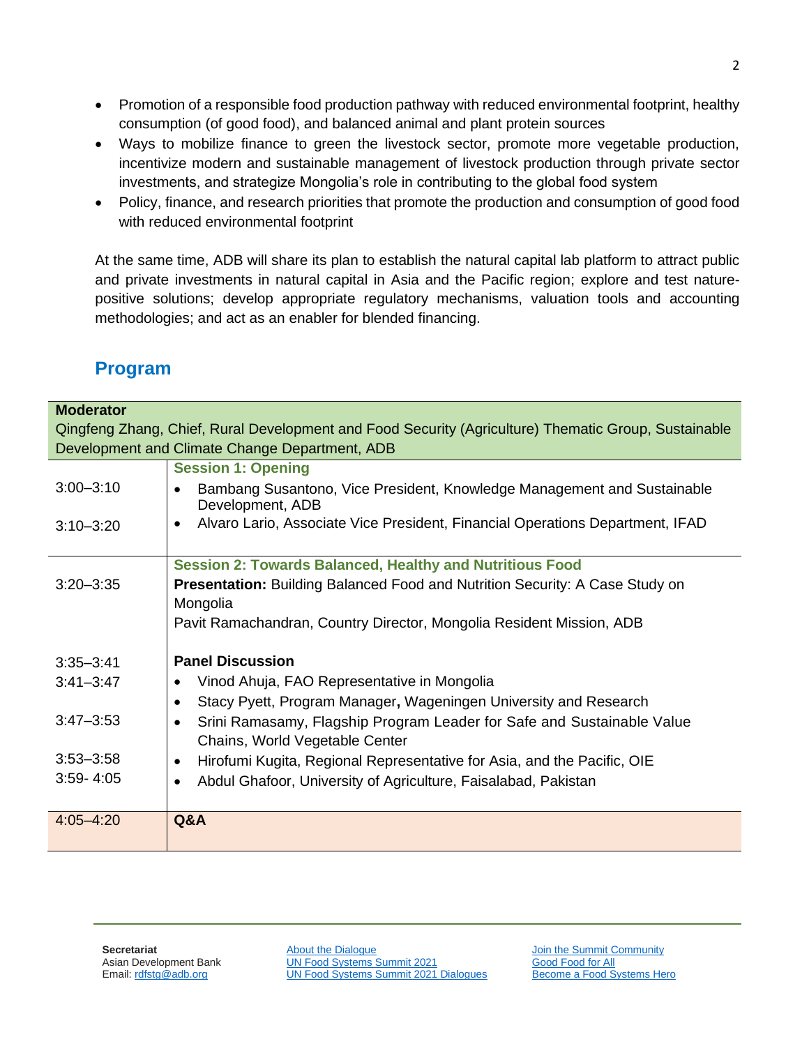- Promotion of a responsible food production pathway with reduced environmental footprint, healthy consumption (of good food), and balanced animal and plant protein sources
- Ways to mobilize finance to green the livestock sector, promote more vegetable production, incentivize modern and sustainable management of livestock production through private sector investments, and strategize Mongolia's role in contributing to the global food system
- Policy, finance, and research priorities that promote the production and consumption of good food with reduced environmental footprint

At the same time, ADB will share its plan to establish the natural capital lab platform to attract public and private investments in natural capital in Asia and the Pacific region; explore and test nature-positive solutions; develop appropriate regulatory mechanisms, valuation tools and accounting methodologies; and act as an enabler for blended financing.

## Program

| **Moderator** Qingfeng Zhang, Chief, Rural Development and Food Security (Agriculture) Thematic Group, Sustainable Development and Climate Change Department, ADB | |
|---|---|
| | **Session 1: Opening** |
| 3:00–3:10 | • Bambang Susantono, Vice President, Knowledge Management and Sustainable Development, ADB |
| 3:10–3:20 | • Alvaro Lario, Associate Vice President, Financial Operations Department, IFAD |
| | **Session 2: Towards Balanced, Healthy and Nutritious Food** |
| 3:20–3:35 | **Presentation:** Building Balanced Food and Nutrition Security: A Case Study on Mongolia<br>Pavit Ramachandran, Country Director, Mongolia Resident Mission, ADB |
| | **Panel Discussion** |
| 3:35–3:41 | • Vinod Ahuja, FAO Representative in Mongolia |
| 3:41–3:47 | • Stacy Pyett, Program Manager**,** Wageningen University and Research |
| 3:47–3:53 | • Srini Ramasamy, Flagship Program Leader for Safe and Sustainable Value Chains, World Vegetable Center |
| 3:53–3:58 | • Hirofumi Kugita, Regional Representative for Asia, and the Pacific, OIE |
| 3:59- 4:05 | • Abdul Ghafoor, University of Agriculture, Faisalabad, Pakistan |
| 4:05–4:20 | **Q&A** |

**Secretariat**
Asian Development Bank
Email: rdfstg@adb.org

About the Dialogue
UN Food Systems Summit 2021
UN Food Systems Summit 2021 Dialogues

Join the Summit Community
Good Food for All
Become a Food Systems Hero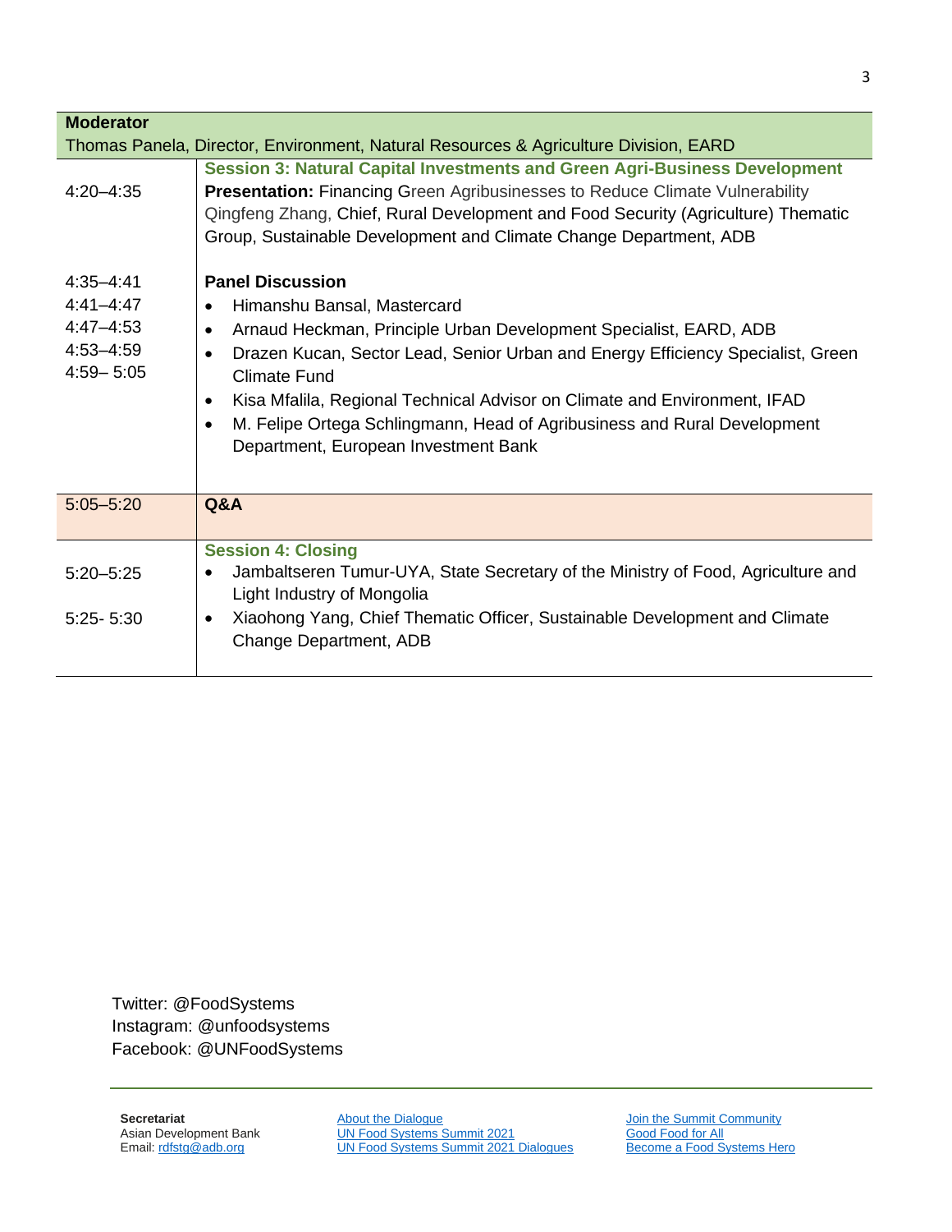| **Moderator** Thomas Panela, Director, Environment, Natural Resources & Agriculture Division, EARD | |
|---|---|
| 4:20–4:35 | **Session 3: Natural Capital Investments and Green Agri-Business Development** **Presentation:** Financing Green Agribusinesses to Reduce Climate Vulnerability Qingfeng Zhang, Chief, Rural Development and Food Security (Agriculture) Thematic Group, Sustainable Development and Climate Change Department, ADB |
| 4:35–4:41<br>4:41–4:47<br>4:47–4:53<br>4:53–4:59<br>4:59– 5:05 | **Panel Discussion**<br>• Himanshu Bansal, Mastercard<br>• Arnaud Heckman, Principle Urban Development Specialist, EARD, ADB<br>• Drazen Kucan, Sector Lead, Senior Urban and Energy Efficiency Specialist, Green Climate Fund<br>• Kisa Mfalila, Regional Technical Advisor on Climate and Environment, IFAD<br>• M. Felipe Ortega Schlingmann, Head of Agribusiness and Rural Development Department, European Investment Bank |
| 5:05–5:20 | **Q&A** |
| 5:20–5:25<br><br>5:25- 5:30 | **Session 4: Closing**<br>• Jambaltseren Tumur-UYA, State Secretary of the Ministry of Food, Agriculture and Light Industry of Mongolia<br>• Xiaohong Yang, Chief Thematic Officer, Sustainable Development and Climate Change Department, ADB |

Twitter: @FoodSystems
Instagram: @unfoodsystems
Facebook: @UNFoodSystems

**Secretariat**
Asian Development Bank
Email: rdfstg@adb.org

About the Dialogue
UN Food Systems Summit 2021
UN Food Systems Summit 2021 Dialogues

Join the Summit Community
Good Food for All
Become a Food Systems Hero